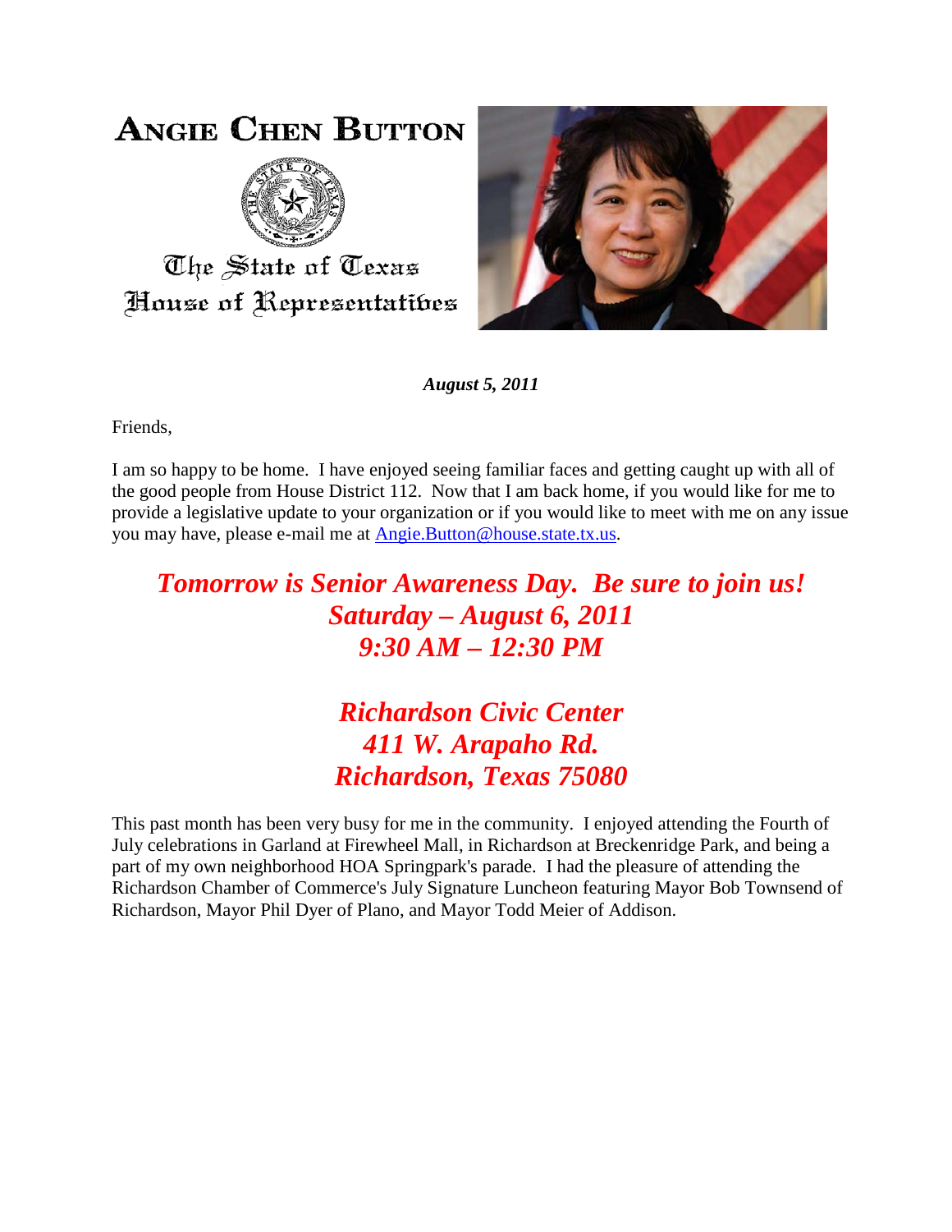# Angie Chen Button

The State of Texas
House of Representatives

***August 5, 2011***

Friends,

I am so happy to be home. I have enjoyed seeing familiar faces and getting caught up with all of the good people from House District 112. Now that I am back home, if you would like for me to provide a legislative update to your organization or if you would like to meet with me on any issue you may have, please e-mail me at [Angie.Button@house.state.tx.us](mailto:Angie.Button@house.state.tx.us).

***Tomorrow is Senior Awareness Day. Be sure to join us!***
***Saturday – August 6, 2011***
***9:30 AM – 12:30 PM***

***Richardson Civic Center***
***411 W. Arapaho Rd.***
***Richardson, Texas 75080***

This past month has been very busy for me in the community. I enjoyed attending the Fourth of July celebrations in Garland at Firewheel Mall, in Richardson at Breckenridge Park, and being a part of my own neighborhood HOA Springpark's parade. I had the pleasure of attending the Richardson Chamber of Commerce's July Signature Luncheon featuring Mayor Bob Townsend of Richardson, Mayor Phil Dyer of Plano, and Mayor Todd Meier of Addison.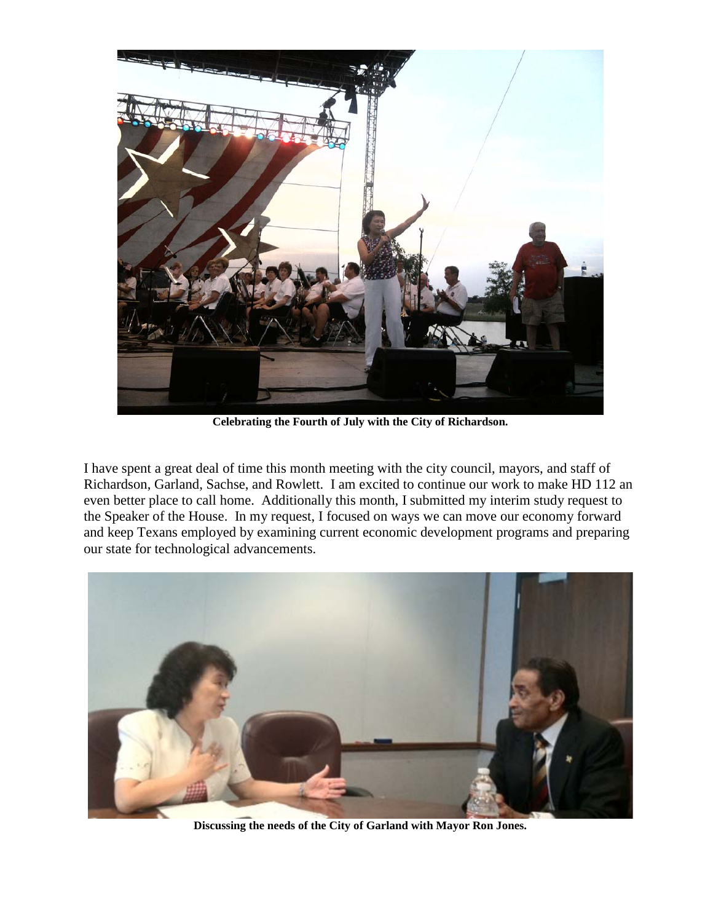**Celebrating the Fourth of July with the City of Richardson.**

I have spent a great deal of time this month meeting with the city council, mayors, and staff of Richardson, Garland, Sachse, and Rowlett. I am excited to continue our work to make HD 112 an even better place to call home. Additionally this month, I submitted my interim study request to the Speaker of the House. In my request, I focused on ways we can move our economy forward and keep Texans employed by examining current economic development programs and preparing our state for technological advancements.

**Discussing the needs of the City of Garland with Mayor Ron Jones.**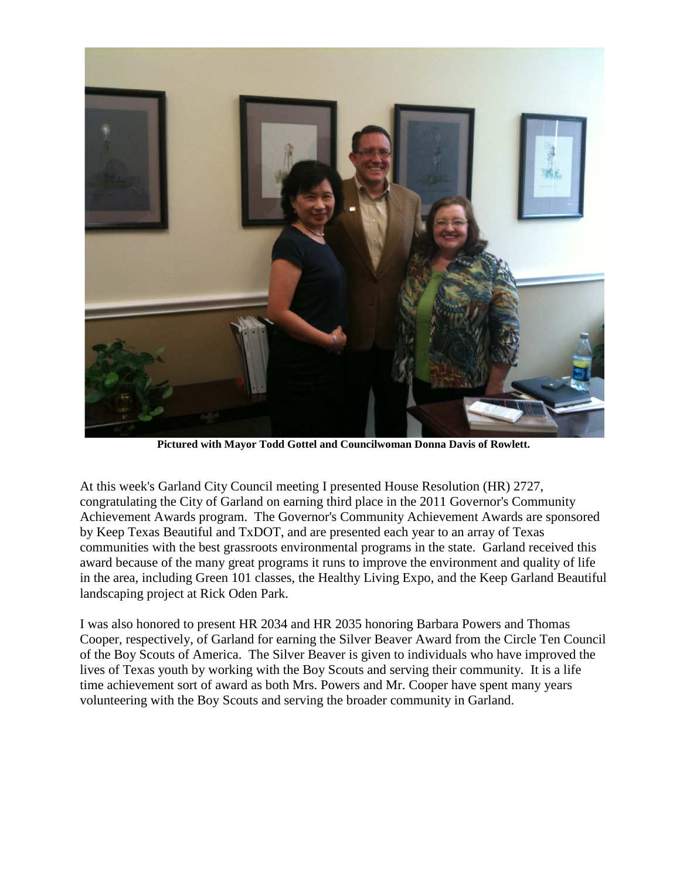**Pictured with Mayor Todd Gottel and Councilwoman Donna Davis of Rowlett.**

At this week's Garland City Council meeting I presented House Resolution (HR) 2727, congratulating the City of Garland on earning third place in the 2011 Governor's Community Achievement Awards program. The Governor's Community Achievement Awards are sponsored by Keep Texas Beautiful and TxDOT, and are presented each year to an array of Texas communities with the best grassroots environmental programs in the state. Garland received this award because of the many great programs it runs to improve the environment and quality of life in the area, including Green 101 classes, the Healthy Living Expo, and the Keep Garland Beautiful landscaping project at Rick Oden Park.

I was also honored to present HR 2034 and HR 2035 honoring Barbara Powers and Thomas Cooper, respectively, of Garland for earning the Silver Beaver Award from the Circle Ten Council of the Boy Scouts of America. The Silver Beaver is given to individuals who have improved the lives of Texas youth by working with the Boy Scouts and serving their community. It is a life time achievement sort of award as both Mrs. Powers and Mr. Cooper have spent many years volunteering with the Boy Scouts and serving the broader community in Garland.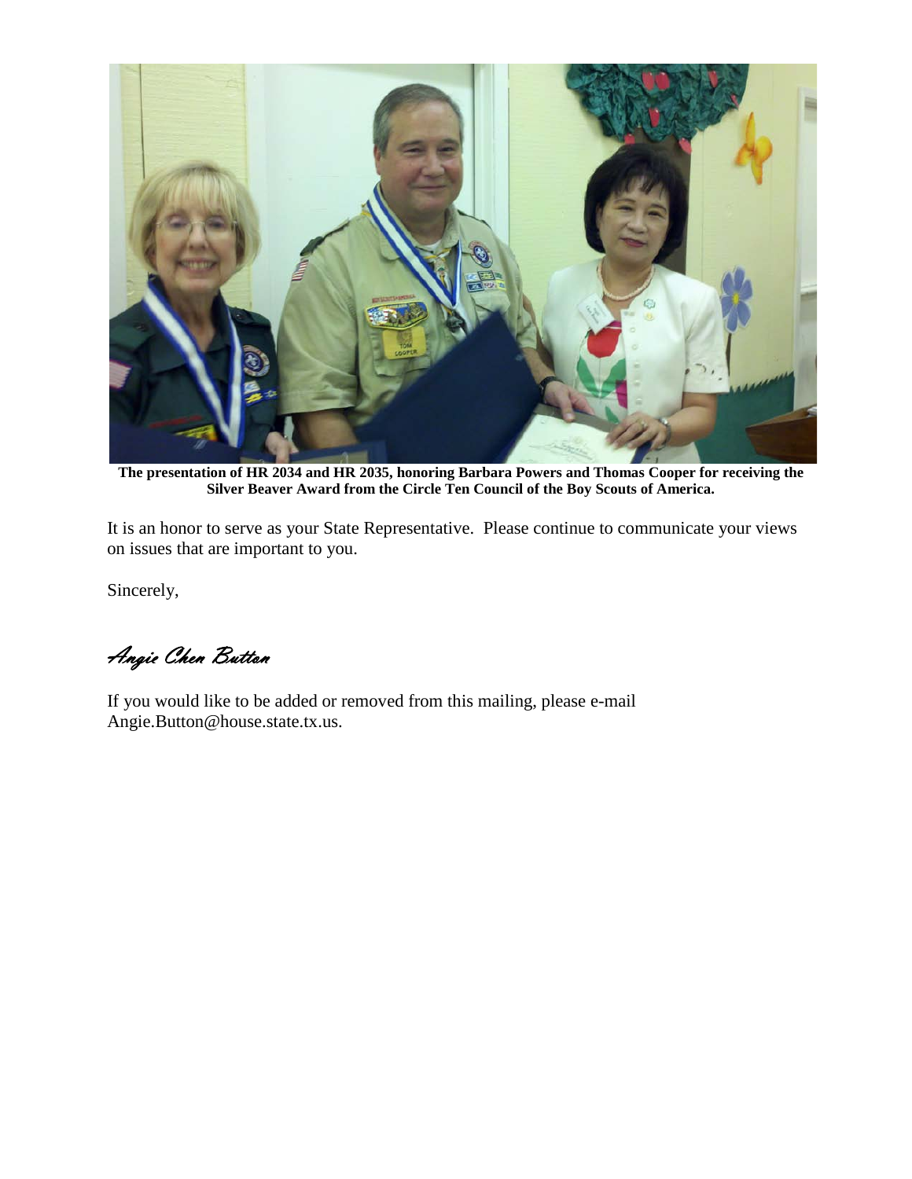**The presentation of HR 2034 and HR 2035, honoring Barbara Powers and Thomas Cooper for receiving the Silver Beaver Award from the Circle Ten Council of the Boy Scouts of America.**

It is an honor to serve as your State Representative. Please continue to communicate your views on issues that are important to you.

Sincerely,

*Angie Chen Button*

If you would like to be added or removed from this mailing, please e-mail Angie.Button@house.state.tx.us.